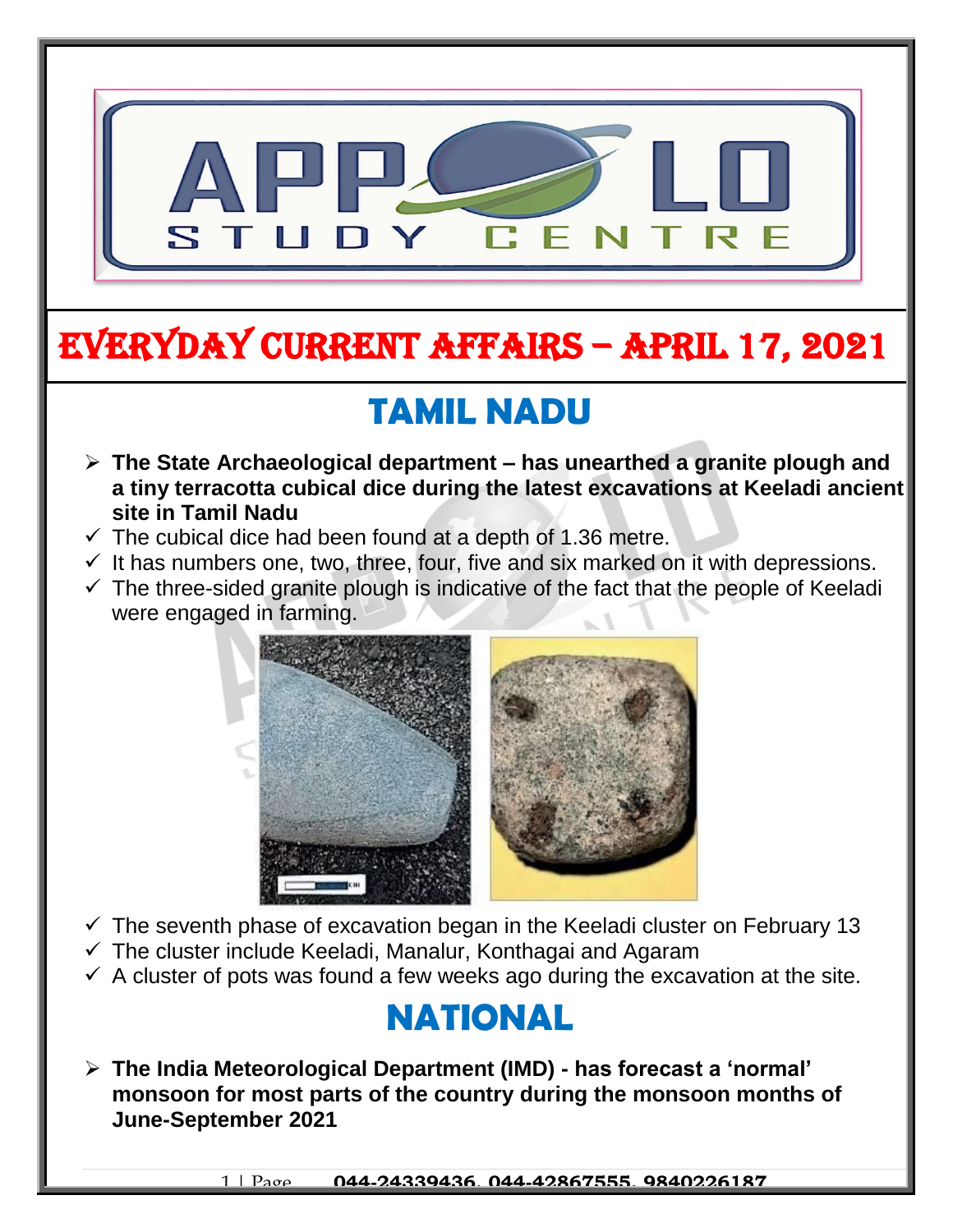# EVERYDAY CURRENT AFFAIRS – APRIL 17, 2021

## TAMIL NADU

- **The State Archaeological department – has unearthed a granite plough and a tiny terracotta cubical dice during the latest excavations at Keeladi ancient site in Tamil Nadu**
  - ✓ The cubical dice had been found at a depth of 1.36 metre.
  - ✓ It has numbers one, two, three, four, five and six marked on it with depressions.
  - ✓ The three-sided granite plough is indicative of the fact that the people of Keeladi were engaged in farming.
  - ✓ The seventh phase of excavation began in the Keeladi cluster on February 13
  - ✓ The cluster include Keeladi, Manalur, Konthagai and Agaram
  - ✓ A cluster of pots was found a few weeks ago during the excavation at the site.

## NATIONAL

- **The India Meteorological Department (IMD) - has forecast a 'normal' monsoon for most parts of the country during the monsoon months of June-September 2021**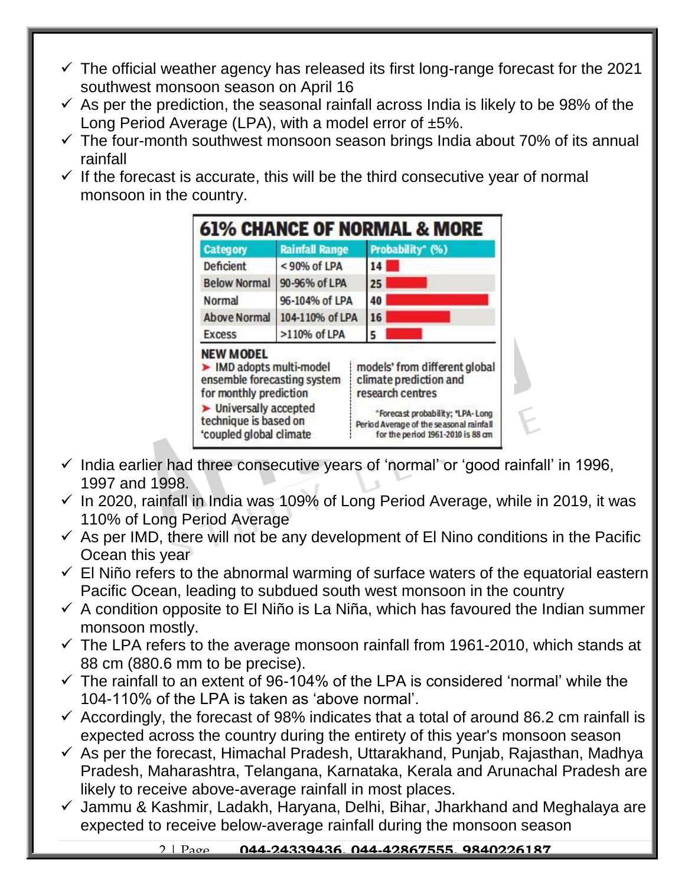- ✓ The official weather agency has released its first long-range forecast for the 2021 southwest monsoon season on April 16
- ✓ As per the prediction, the seasonal rainfall across India is likely to be 98% of the Long Period Average (LPA), with a model error of ±5%.
- ✓ The four-month southwest monsoon season brings India about 70% of its annual rainfall
- ✓ If the forecast is accurate, this will be the third consecutive year of normal monsoon in the country.

**61% CHANCE OF NORMAL & MORE**

| Category | Rainfall Range | Probability* (%) |
|---|---|---|
| Deficient | <90% of LPA | 14 |
| Below Normal | 90-96% of LPA | 25 |
| Normal | 96-104% of LPA | 40 |
| Above Normal | 104-110% of LPA | 16 |
| Excess | >110% of LPA | 5 |

**NEW MODEL**

- IMD adopts multi-model ensemble forecasting system for monthly prediction
- Universally accepted technique is based on 'coupled global climate models' from different global climate prediction and research centres

*Forecast probability; *LPA-Long Period Average of the seasonal rainfall for the period 1961-2010 is 88 cm

- ✓ India earlier had three consecutive years of 'normal' or 'good rainfall' in 1996, 1997 and 1998.
- ✓ In 2020, rainfall in India was 109% of Long Period Average, while in 2019, it was 110% of Long Period Average
- ✓ As per IMD, there will not be any development of El Nino conditions in the Pacific Ocean this year
- ✓ El Niño refers to the abnormal warming of surface waters of the equatorial eastern Pacific Ocean, leading to subdued south west monsoon in the country
- ✓ A condition opposite to El Niño is La Niña, which has favoured the Indian summer monsoon mostly.
- ✓ The LPA refers to the average monsoon rainfall from 1961-2010, which stands at 88 cm (880.6 mm to be precise).
- ✓ The rainfall to an extent of 96-104% of the LPA is considered 'normal' while the 104-110% of the LPA is taken as 'above normal'.
- ✓ Accordingly, the forecast of 98% indicates that a total of around 86.2 cm rainfall is expected across the country during the entirety of this year's monsoon season
- ✓ As per the forecast, Himachal Pradesh, Uttarakhand, Punjab, Rajasthan, Madhya Pradesh, Maharashtra, Telangana, Karnataka, Kerala and Arunachal Pradesh are likely to receive above-average rainfall in most places.
- ✓ Jammu & Kashmir, Ladakh, Haryana, Delhi, Bihar, Jharkhand and Meghalaya are expected to receive below-average rainfall during the monsoon season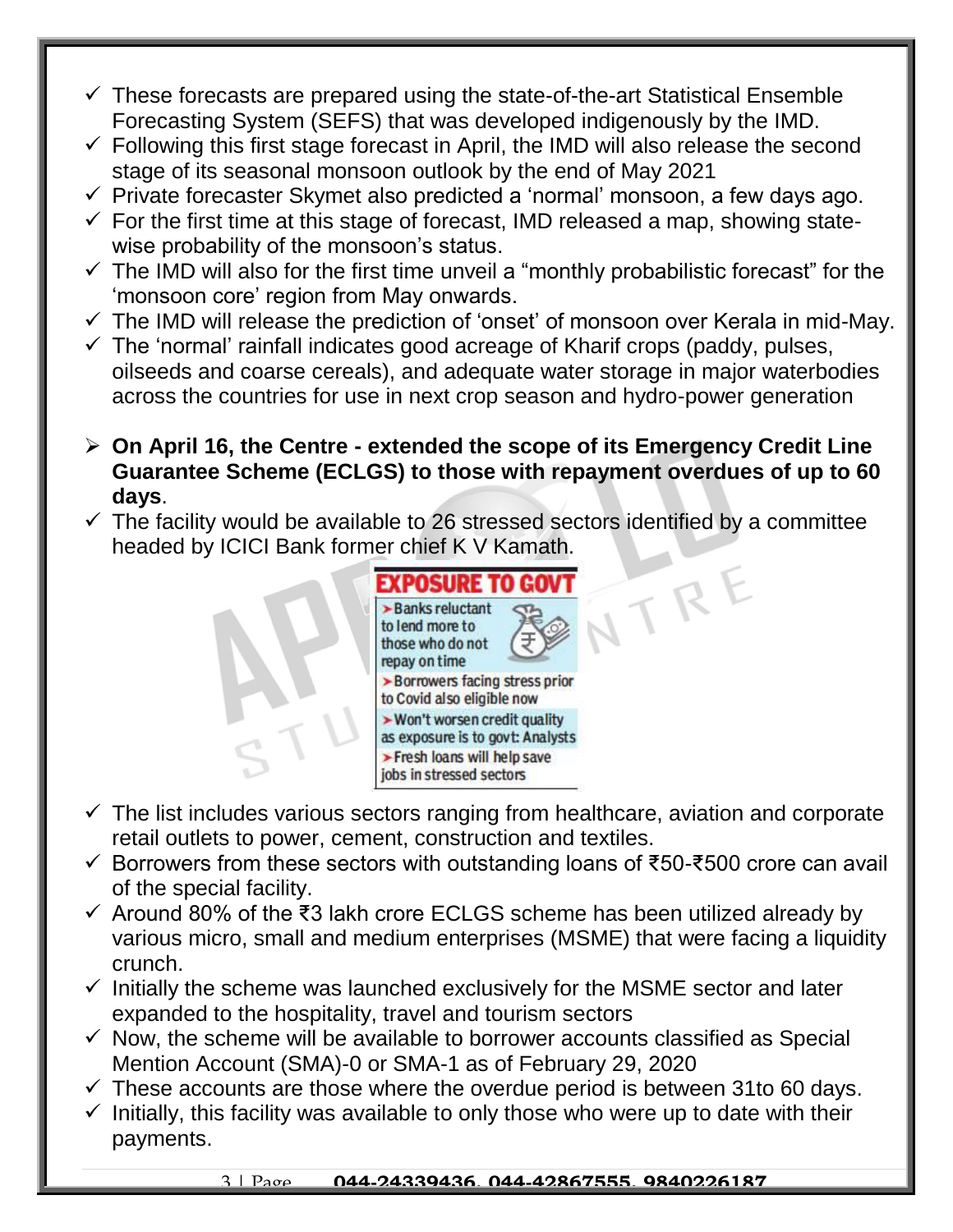- ✓ These forecasts are prepared using the state-of-the-art Statistical Ensemble Forecasting System (SEFS) that was developed indigenously by the IMD.
- ✓ Following this first stage forecast in April, the IMD will also release the second stage of its seasonal monsoon outlook by the end of May 2021
- ✓ Private forecaster Skymet also predicted a 'normal' monsoon, a few days ago.
- ✓ For the first time at this stage of forecast, IMD released a map, showing state-wise probability of the monsoon's status.
- ✓ The IMD will also for the first time unveil a "monthly probabilistic forecast" for the 'monsoon core' region from May onwards.
- ✓ The IMD will release the prediction of 'onset' of monsoon over Kerala in mid-May.
- ✓ The 'normal' rainfall indicates good acreage of Kharif crops (paddy, pulses, oilseeds and coarse cereals), and adequate water storage in major waterbodies across the countries for use in next crop season and hydro-power generation

➢ **On April 16, the Centre - extended the scope of its Emergency Credit Line Guarantee Scheme (ECLGS) to those with repayment overdues of up to 60 days**.

- ✓ The facility would be available to 26 stressed sectors identified by a committee headed by ICICI Bank former chief K V Kamath.

**EXPOSURE TO GOVT**

- Banks reluctant to lend more to those who do not repay on time
- Borrowers facing stress prior to Covid also eligible now
- Won't worsen credit quality as exposure is to govt: Analysts
- Fresh loans will help save jobs in stressed sectors

- ✓ The list includes various sectors ranging from healthcare, aviation and corporate retail outlets to power, cement, construction and textiles.
- ✓ Borrowers from these sectors with outstanding loans of ₹50-₹500 crore can avail of the special facility.
- ✓ Around 80% of the ₹3 lakh crore ECLGS scheme has been utilized already by various micro, small and medium enterprises (MSME) that were facing a liquidity crunch.
- ✓ Initially the scheme was launched exclusively for the MSME sector and later expanded to the hospitality, travel and tourism sectors
- ✓ Now, the scheme will be available to borrower accounts classified as Special Mention Account (SMA)-0 or SMA-1 as of February 29, 2020
- ✓ These accounts are those where the overdue period is between 31to 60 days.
- ✓ Initially, this facility was available to only those who were up to date with their payments.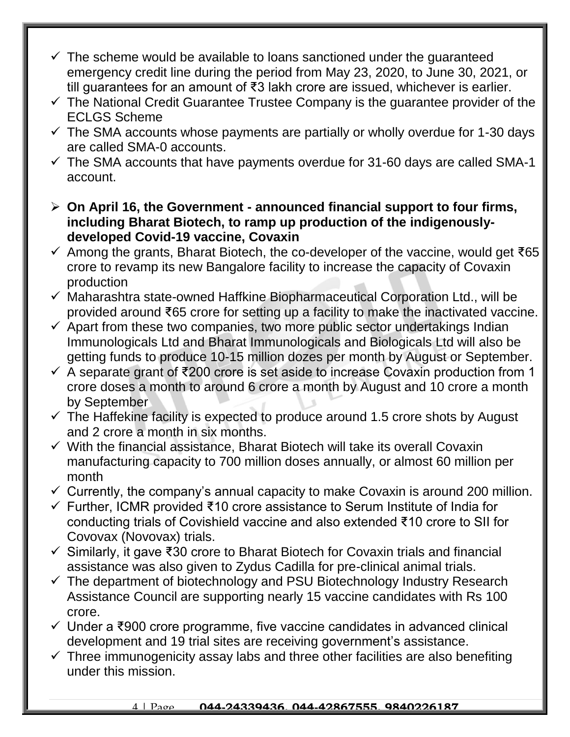- ✓ The scheme would be available to loans sanctioned under the guaranteed emergency credit line during the period from May 23, 2020, to June 30, 2021, or till guarantees for an amount of ₹3 lakh crore are issued, whichever is earlier.
- ✓ The National Credit Guarantee Trustee Company is the guarantee provider of the ECLGS Scheme
- ✓ The SMA accounts whose payments are partially or wholly overdue for 1-30 days are called SMA-0 accounts.
- ✓ The SMA accounts that have payments overdue for 31-60 days are called SMA-1 account.

➢ **On April 16, the Government - announced financial support to four firms, including Bharat Biotech, to ramp up production of the indigenously-developed Covid-19 vaccine, Covaxin**

- ✓ Among the grants, Bharat Biotech, the co-developer of the vaccine, would get ₹65 crore to revamp its new Bangalore facility to increase the capacity of Covaxin production
- ✓ Maharashtra state-owned Haffkine Biopharmaceutical Corporation Ltd., will be provided around ₹65 crore for setting up a facility to make the inactivated vaccine.
- ✓ Apart from these two companies, two more public sector undertakings Indian Immunologicals Ltd and Bharat Immunologicals and Biologicals Ltd will also be getting funds to produce 10-15 million dozes per month by August or September.
- ✓ A separate grant of ₹200 crore is set aside to increase Covaxin production from 1 crore doses a month to around 6 crore a month by August and 10 crore a month by September
- ✓ The Haffekine facility is expected to produce around 1.5 crore shots by August and 2 crore a month in six months.
- ✓ With the financial assistance, Bharat Biotech will take its overall Covaxin manufacturing capacity to 700 million doses annually, or almost 60 million per month
- ✓ Currently, the company's annual capacity to make Covaxin is around 200 million.
- ✓ Further, ICMR provided ₹10 crore assistance to Serum Institute of India for conducting trials of Covishield vaccine and also extended ₹10 crore to SII for Covovax (Novovax) trials.
- ✓ Similarly, it gave ₹30 crore to Bharat Biotech for Covaxin trials and financial assistance was also given to Zydus Cadilla for pre-clinical animal trials.
- ✓ The department of biotechnology and PSU Biotechnology Industry Research Assistance Council are supporting nearly 15 vaccine candidates with Rs 100 crore.
- ✓ Under a ₹900 crore programme, five vaccine candidates in advanced clinical development and 19 trial sites are receiving government's assistance.
- ✓ Three immunogenicity assay labs and three other facilities are also benefiting under this mission.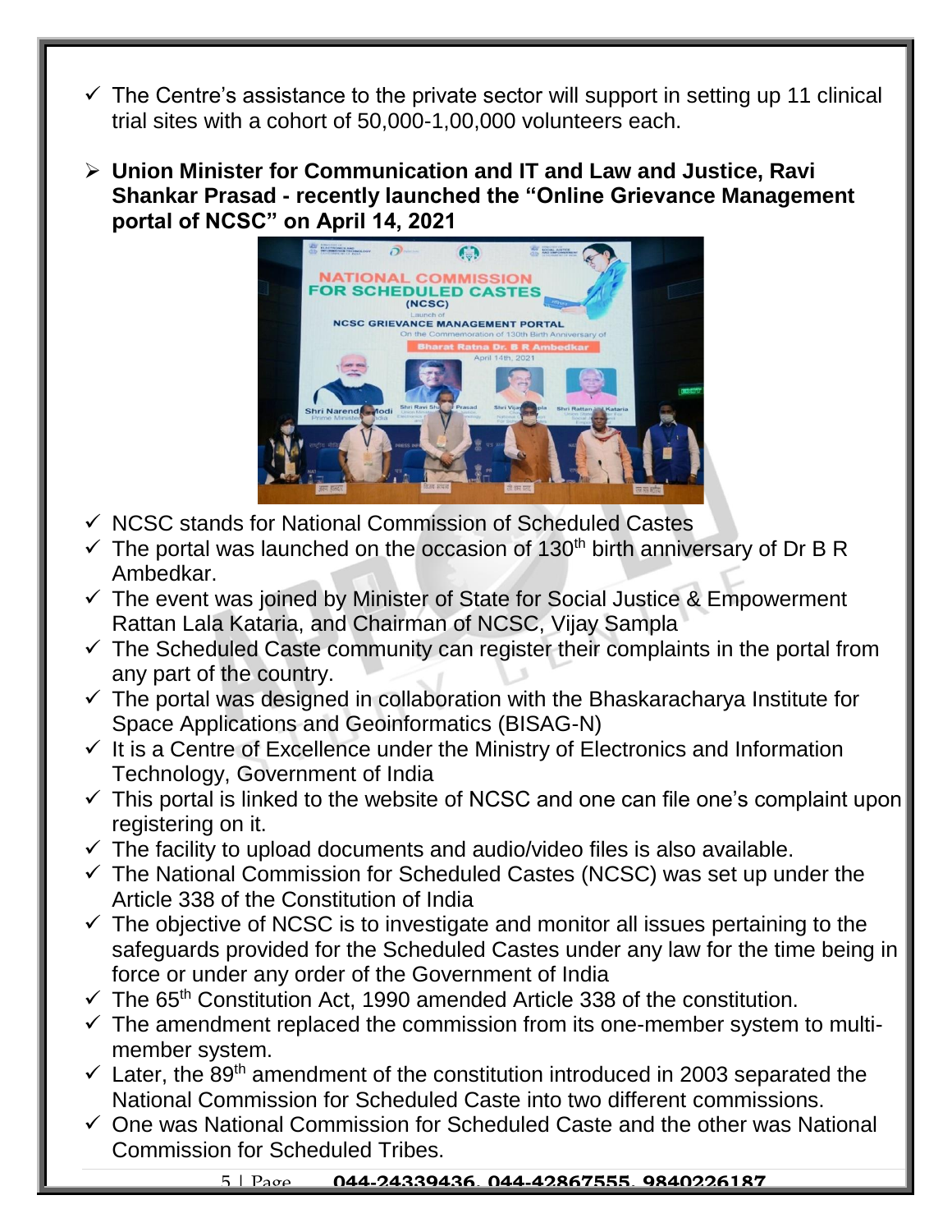- ✓ The Centre's assistance to the private sector will support in setting up 11 clinical trial sites with a cohort of 50,000-1,00,000 volunteers each.

- **Union Minister for Communication and IT and Law and Justice, Ravi Shankar Prasad - recently launched the "Online Grievance Management portal of NCSC" on April 14, 2021**

- ✓ NCSC stands for National Commission of Scheduled Castes
- ✓ The portal was launched on the occasion of 130th birth anniversary of Dr B R Ambedkar.
- ✓ The event was joined by Minister of State for Social Justice & Empowerment Rattan Lala Kataria, and Chairman of NCSC, Vijay Sampla
- ✓ The Scheduled Caste community can register their complaints in the portal from any part of the country.
- ✓ The portal was designed in collaboration with the Bhaskaracharya Institute for Space Applications and Geoinformatics (BISAG-N)
- ✓ It is a Centre of Excellence under the Ministry of Electronics and Information Technology, Government of India
- ✓ This portal is linked to the website of NCSC and one can file one's complaint upon registering on it.
- ✓ The facility to upload documents and audio/video files is also available.
- ✓ The National Commission for Scheduled Castes (NCSC) was set up under the Article 338 of the Constitution of India
- ✓ The objective of NCSC is to investigate and monitor all issues pertaining to the safeguards provided for the Scheduled Castes under any law for the time being in force or under any order of the Government of India
- ✓ The 65th Constitution Act, 1990 amended Article 338 of the constitution.
- ✓ The amendment replaced the commission from its one-member system to multi-member system.
- ✓ Later, the 89th amendment of the constitution introduced in 2003 separated the National Commission for Scheduled Caste into two different commissions.
- ✓ One was National Commission for Scheduled Caste and the other was National Commission for Scheduled Tribes.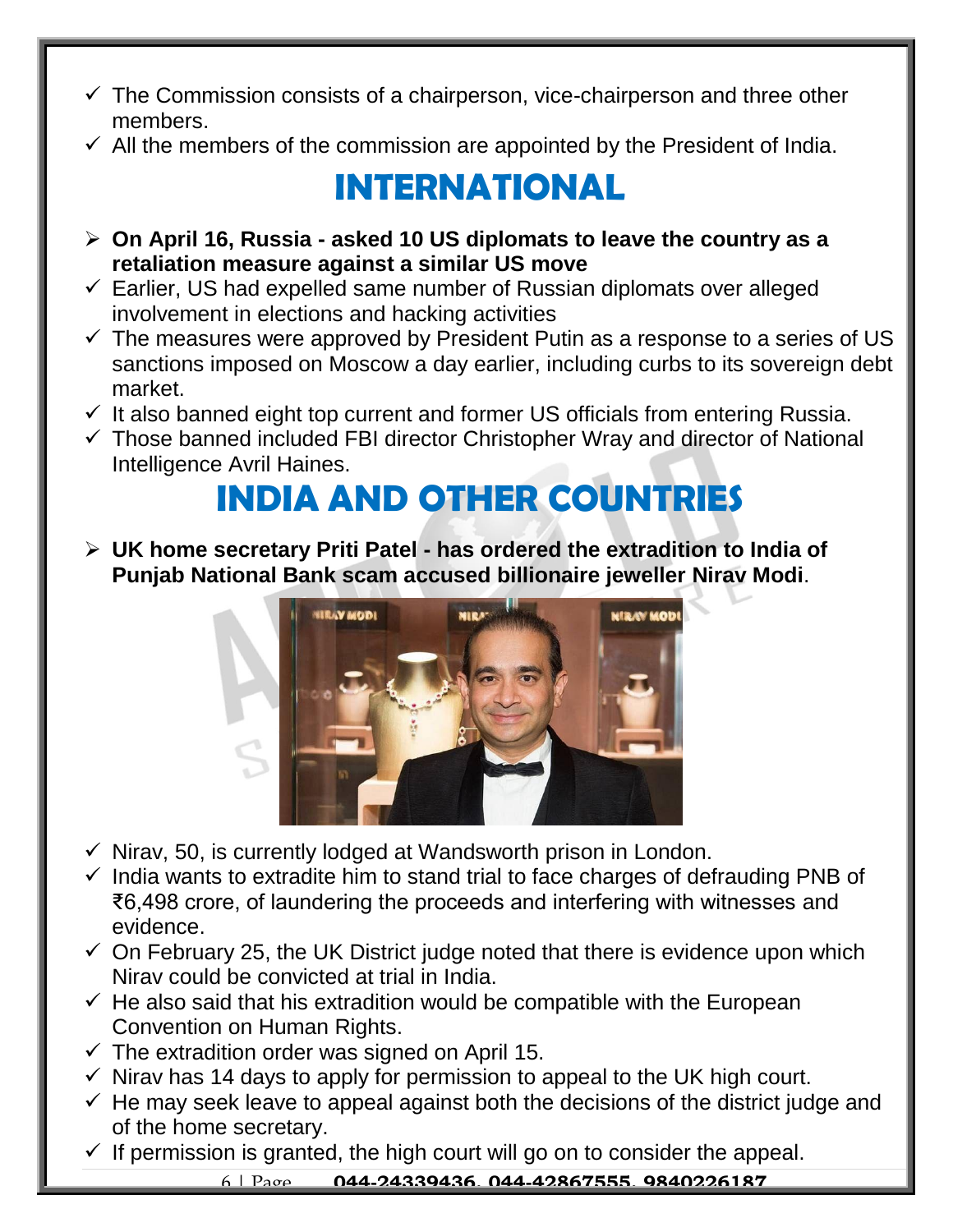- ✓ The Commission consists of a chairperson, vice-chairperson and three other members.
- ✓ All the members of the commission are appointed by the President of India.

# INTERNATIONAL

- ➢ **On April 16, Russia - asked 10 US diplomats to leave the country as a retaliation measure against a similar US move**
- ✓ Earlier, US had expelled same number of Russian diplomats over alleged involvement in elections and hacking activities
- ✓ The measures were approved by President Putin as a response to a series of US sanctions imposed on Moscow a day earlier, including curbs to its sovereign debt market.
- ✓ It also banned eight top current and former US officials from entering Russia.
- ✓ Those banned included FBI director Christopher Wray and director of National Intelligence Avril Haines.

# INDIA AND OTHER COUNTRIES

- ➢ **UK home secretary Priti Patel - has ordered the extradition to India of Punjab National Bank scam accused billionaire jeweller Nirav Modi**.
- ✓ Nirav, 50, is currently lodged at Wandsworth prison in London.
- ✓ India wants to extradite him to stand trial to face charges of defrauding PNB of ₹6,498 crore, of laundering the proceeds and interfering with witnesses and evidence.
- ✓ On February 25, the UK District judge noted that there is evidence upon which Nirav could be convicted at trial in India.
- ✓ He also said that his extradition would be compatible with the European Convention on Human Rights.
- ✓ The extradition order was signed on April 15.
- ✓ Nirav has 14 days to apply for permission to appeal to the UK high court.
- ✓ He may seek leave to appeal against both the decisions of the district judge and of the home secretary.
- ✓ If permission is granted, the high court will go on to consider the appeal.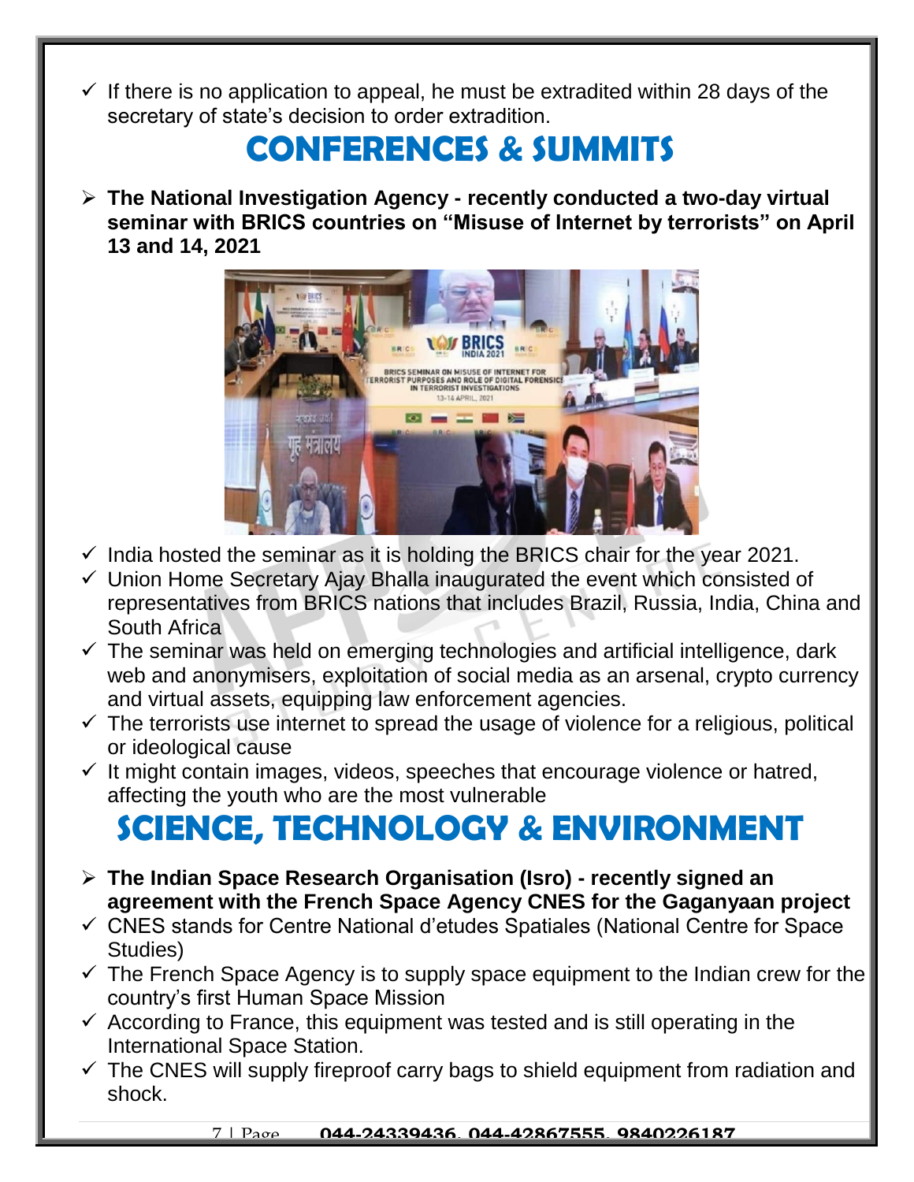- ✓ If there is no application to appeal, he must be extradited within 28 days of the secretary of state's decision to order extradition.

# CONFERENCES & SUMMITS

- **The National Investigation Agency - recently conducted a two-day virtual seminar with BRICS countries on "Misuse of Internet by terrorists" on April 13 and 14, 2021**

- ✓ India hosted the seminar as it is holding the BRICS chair for the year 2021.
- ✓ Union Home Secretary Ajay Bhalla inaugurated the event which consisted of representatives from BRICS nations that includes Brazil, Russia, India, China and South Africa
- ✓ The seminar was held on emerging technologies and artificial intelligence, dark web and anonymisers, exploitation of social media as an arsenal, crypto currency and virtual assets, equipping law enforcement agencies.
- ✓ The terrorists use internet to spread the usage of violence for a religious, political or ideological cause
- ✓ It might contain images, videos, speeches that encourage violence or hatred, affecting the youth who are the most vulnerable

# SCIENCE, TECHNOLOGY & ENVIRONMENT

- **The Indian Space Research Organisation (Isro) - recently signed an agreement with the French Space Agency CNES for the Gaganyaan project**
- ✓ CNES stands for Centre National d'etudes Spatiales (National Centre for Space Studies)
- ✓ The French Space Agency is to supply space equipment to the Indian crew for the country's first Human Space Mission
- ✓ According to France, this equipment was tested and is still operating in the International Space Station.
- ✓ The CNES will supply fireproof carry bags to shield equipment from radiation and shock.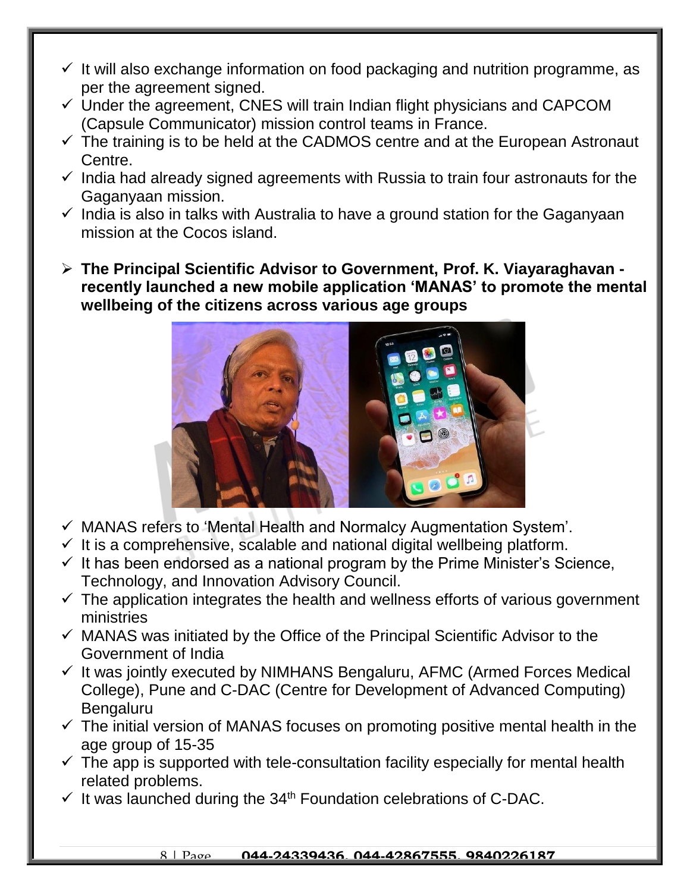- ✓ It will also exchange information on food packaging and nutrition programme, as per the agreement signed.
- ✓ Under the agreement, CNES will train Indian flight physicians and CAPCOM (Capsule Communicator) mission control teams in France.
- ✓ The training is to be held at the CADMOS centre and at the European Astronaut Centre.
- ✓ India had already signed agreements with Russia to train four astronauts for the Gaganyaan mission.
- ✓ India is also in talks with Australia to have a ground station for the Gaganyaan mission at the Cocos island.

- **The Principal Scientific Advisor to Government, Prof. K. Viayaraghavan - recently launched a new mobile application 'MANAS' to promote the mental wellbeing of the citizens across various age groups**

- ✓ MANAS refers to 'Mental Health and Normalcy Augmentation System'.
- ✓ It is a comprehensive, scalable and national digital wellbeing platform.
- ✓ It has been endorsed as a national program by the Prime Minister's Science, Technology, and Innovation Advisory Council.
- ✓ The application integrates the health and wellness efforts of various government ministries
- ✓ MANAS was initiated by the Office of the Principal Scientific Advisor to the Government of India
- ✓ It was jointly executed by NIMHANS Bengaluru, AFMC (Armed Forces Medical College), Pune and C-DAC (Centre for Development of Advanced Computing) Bengaluru
- ✓ The initial version of MANAS focuses on promoting positive mental health in the age group of 15-35
- ✓ The app is supported with tele-consultation facility especially for mental health related problems.
- ✓ It was launched during the 34th Foundation celebrations of C-DAC.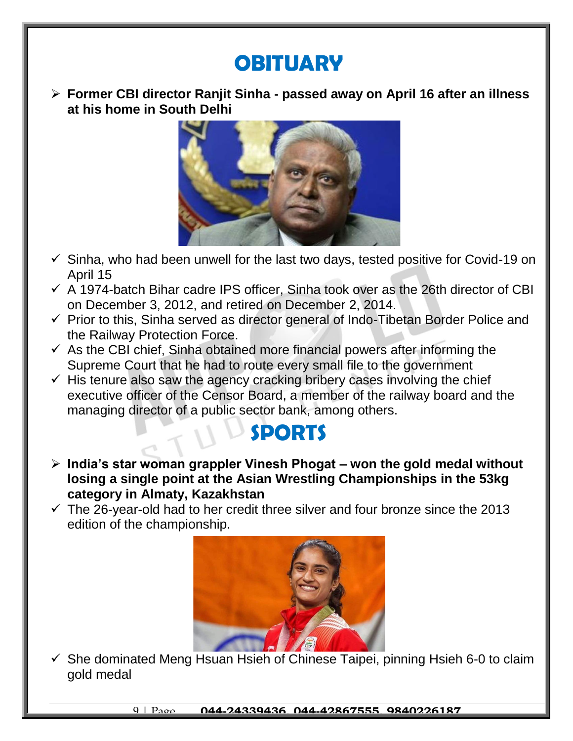# OBITUARY

- **Former CBI director Ranjit Sinha - passed away on April 16 after an illness at his home in South Delhi**

- ✓ Sinha, who had been unwell for the last two days, tested positive for Covid-19 on April 15
- ✓ A 1974-batch Bihar cadre IPS officer, Sinha took over as the 26th director of CBI on December 3, 2012, and retired on December 2, 2014.
- ✓ Prior to this, Sinha served as director general of Indo-Tibetan Border Police and the Railway Protection Force.
- ✓ As the CBI chief, Sinha obtained more financial powers after informing the Supreme Court that he had to route every small file to the government
- ✓ His tenure also saw the agency cracking bribery cases involving the chief executive officer of the Censor Board, a member of the railway board and the managing director of a public sector bank, among others.

# SPORTS

- **India's star woman grappler Vinesh Phogat – won the gold medal without losing a single point at the Asian Wrestling Championships in the 53kg category in Almaty, Kazakhstan**

- ✓ The 26-year-old had to her credit three silver and four bronze since the 2013 edition of the championship.
- ✓ She dominated Meng Hsuan Hsieh of Chinese Taipei, pinning Hsieh 6-0 to claim gold medal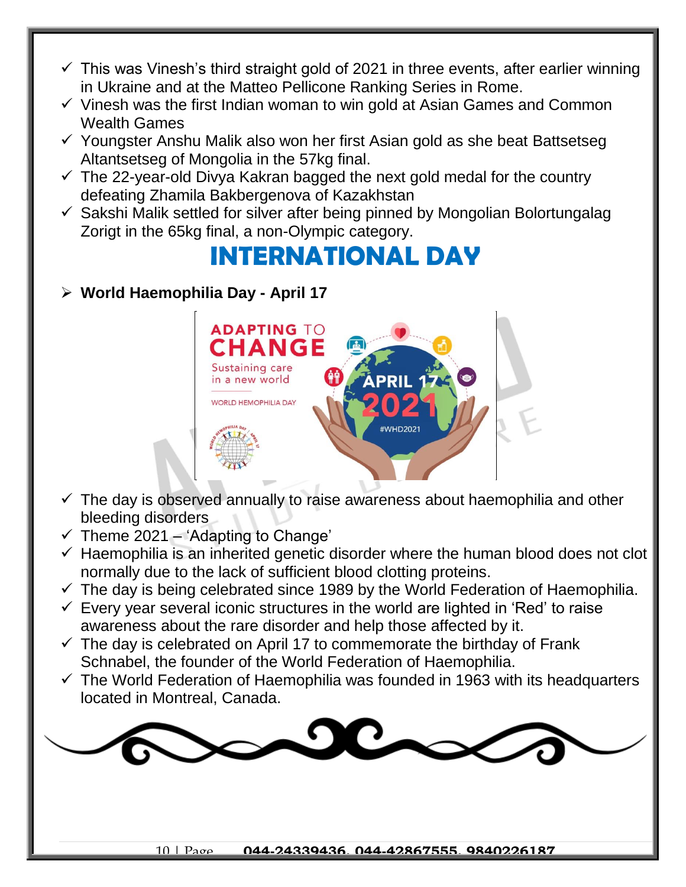- ✓ This was Vinesh's third straight gold of 2021 in three events, after earlier winning in Ukraine and at the Matteo Pellicone Ranking Series in Rome.
- ✓ Vinesh was the first Indian woman to win gold at Asian Games and Common Wealth Games
- ✓ Youngster Anshu Malik also won her first Asian gold as she beat Battsetseg Altantsetseg of Mongolia in the 57kg final.
- ✓ The 22-year-old Divya Kakran bagged the next gold medal for the country defeating Zhamila Bakbergenova of Kazakhstan
- ✓ Sakshi Malik settled for silver after being pinned by Mongolian Bolortungalag Zorigt in the 65kg final, a non-Olympic category.

# INTERNATIONAL DAY

- **World Haemophilia Day - April 17**

- ✓ The day is observed annually to raise awareness about haemophilia and other bleeding disorders
- ✓ Theme 2021 – 'Adapting to Change'
- ✓ Haemophilia is an inherited genetic disorder where the human blood does not clot normally due to the lack of sufficient blood clotting proteins.
- ✓ The day is being celebrated since 1989 by the World Federation of Haemophilia.
- ✓ Every year several iconic structures in the world are lighted in 'Red' to raise awareness about the rare disorder and help those affected by it.
- ✓ The day is celebrated on April 17 to commemorate the birthday of Frank Schnabel, the founder of the World Federation of Haemophilia.
- ✓ The World Federation of Haemophilia was founded in 1963 with its headquarters located in Montreal, Canada.